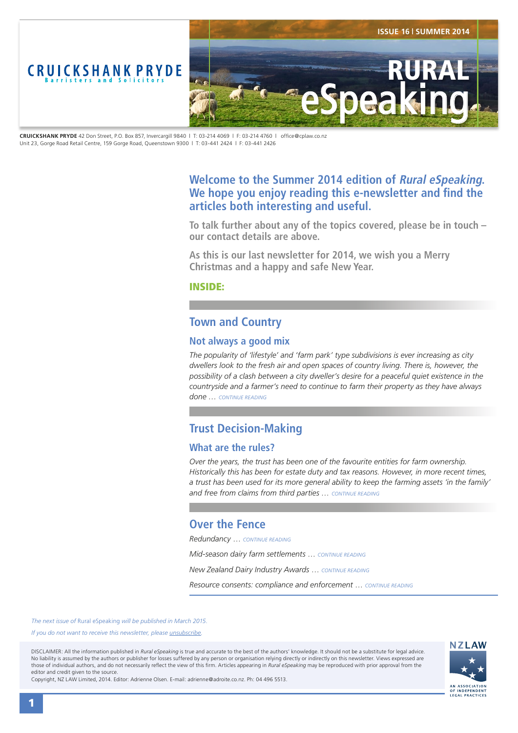CRUICKSHANK PRYDE
Barristers and Solicitors

ISSUE 16 | SUMMER 2014

# RURAL eSpeaking

**CRUICKSHANK PRYDE** 42 Don Street, P.O. Box 857, Invercargill 9840 | T: 03-214 4069 | F: 03-214 4760 | office@cplaw.co.nz
Unit 23, Gorge Road Retail Centre, 159 Gorge Road, Queenstown 9300 | T: 03-441 2424 | F: 03-441 2426

## Welcome to the Summer 2014 edition of *Rural eSpeaking*. We hope you enjoy reading this e-newsletter and find the articles both interesting and useful.

**To talk further about any of the topics covered, please be in touch – our contact details are above.**

**As this is our last newsletter for 2014, we wish you a Merry Christmas and a happy and safe New Year.**

**INSIDE:**

## Town and Country

### Not always a good mix

*The popularity of 'lifestyle' and 'farm park' type subdivisions is ever increasing as city dwellers look to the fresh air and open spaces of country living. There is, however, the possibility of a clash between a city dweller's desire for a peaceful quiet existence in the countryside and a farmer's need to continue to farm their property as they have always done …* CONTINUE READING

## Trust Decision-Making

### What are the rules?

*Over the years, the trust has been one of the favourite entities for farm ownership. Historically this has been for estate duty and tax reasons. However, in more recent times, a trust has been used for its more general ability to keep the farming assets 'in the family' and free from claims from third parties …* CONTINUE READING

## Over the Fence

*Redundancy …* CONTINUE READING

*Mid-season dairy farm settlements …* CONTINUE READING

*New Zealand Dairy Industry Awards …* CONTINUE READING

*Resource consents: compliance and enforcement …* CONTINUE READING

*The next issue of* Rural eSpeaking *will be published in March 2015.*

*If you do not want to receive this newsletter, please unsubscribe.*

DISCLAIMER: All the information published in *Rural eSpeaking* is true and accurate to the best of the authors' knowledge. It should not be a substitute for legal advice. No liability is assumed by the authors or publisher for losses suffered by any person or organisation relying directly or indirectly on this newsletter. Views expressed are those of individual authors, and do not necessarily reflect the view of this firm. Articles appearing in *Rural eSpeaking* may be reproduced with prior approval from the editor and credit given to the source.
Copyright, NZ LAW Limited, 2014. Editor: Adrienne Olsen. E-mail: adrienne@adroite.co.nz. Ph: 04 496 5513.

NZLAW
AN ASSOCIATION OF INDEPENDENT LEGAL PRACTICES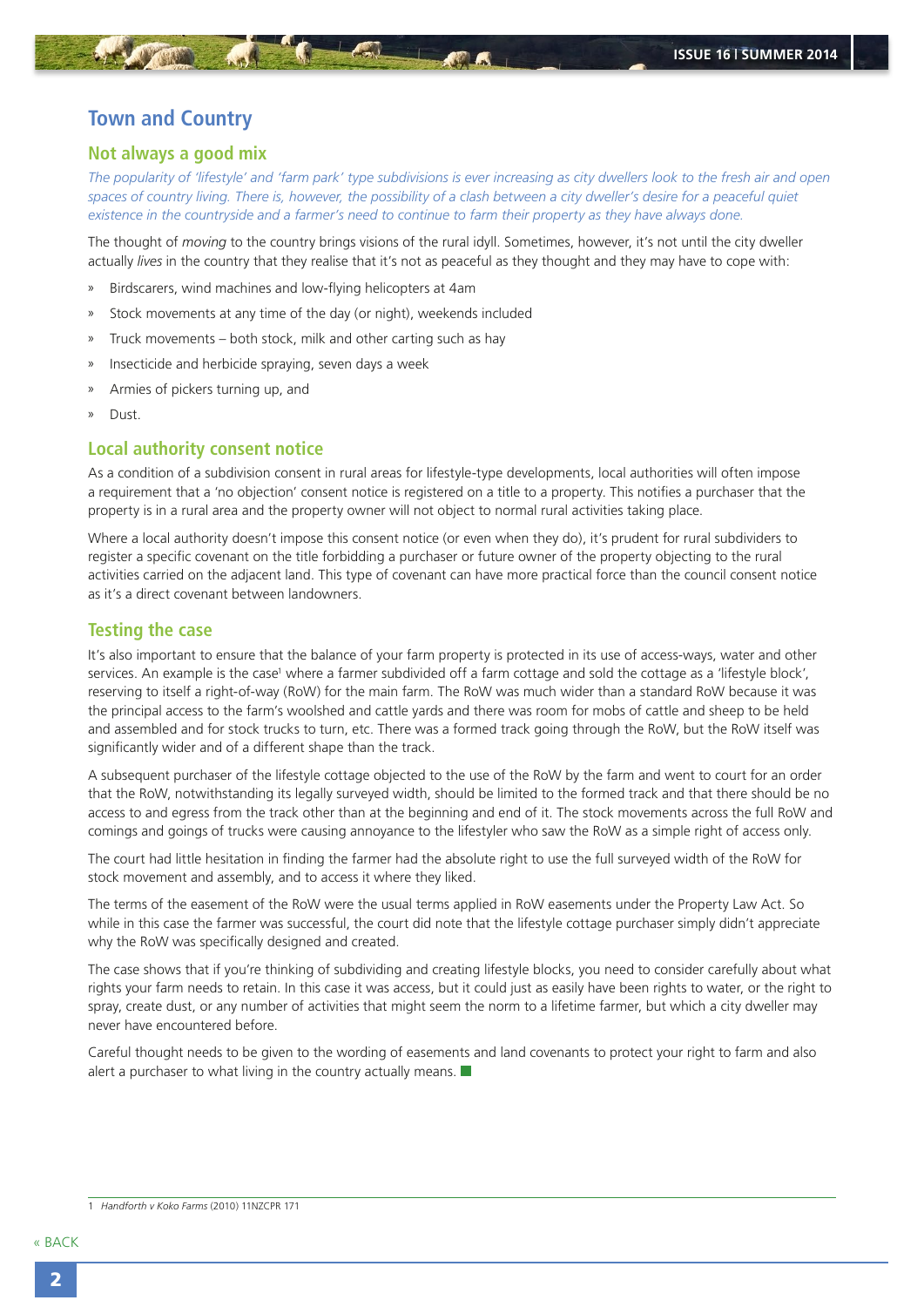# Town and Country

## Not always a good mix

*The popularity of 'lifestyle' and 'farm park' type subdivisions is ever increasing as city dwellers look to the fresh air and open spaces of country living. There is, however, the possibility of a clash between a city dweller's desire for a peaceful quiet existence in the countryside and a farmer's need to continue to farm their property as they have always done.*

The thought of *moving* to the country brings visions of the rural idyll. Sometimes, however, it's not until the city dweller actually *lives* in the country that they realise that it's not as peaceful as they thought and they may have to cope with:

- Birdscarers, wind machines and low-flying helicopters at 4am
- Stock movements at any time of the day (or night), weekends included
- Truck movements – both stock, milk and other carting such as hay
- Insecticide and herbicide spraying, seven days a week
- Armies of pickers turning up, and
- Dust.

## Local authority consent notice

As a condition of a subdivision consent in rural areas for lifestyle-type developments, local authorities will often impose a requirement that a 'no objection' consent notice is registered on a title to a property. This notifies a purchaser that the property is in a rural area and the property owner will not object to normal rural activities taking place.

Where a local authority doesn't impose this consent notice (or even when they do), it's prudent for rural subdividers to register a specific covenant on the title forbidding a purchaser or future owner of the property objecting to the rural activities carried on the adjacent land. This type of covenant can have more practical force than the council consent notice as it's a direct covenant between landowners.

## Testing the case

It's also important to ensure that the balance of your farm property is protected in its use of access-ways, water and other services. An example is the case[1] where a farmer subdivided off a farm cottage and sold the cottage as a 'lifestyle block', reserving to itself a right-of-way (RoW) for the main farm. The RoW was much wider than a standard RoW because it was the principal access to the farm's woolshed and cattle yards and there was room for mobs of cattle and sheep to be held and assembled and for stock trucks to turn, etc. There was a formed track going through the RoW, but the RoW itself was significantly wider and of a different shape than the track.

A subsequent purchaser of the lifestyle cottage objected to the use of the RoW by the farm and went to court for an order that the RoW, notwithstanding its legally surveyed width, should be limited to the formed track and that there should be no access to and egress from the track other than at the beginning and end of it. The stock movements across the full RoW and comings and goings of trucks were causing annoyance to the lifestyler who saw the RoW as a simple right of access only.

The court had little hesitation in finding the farmer had the absolute right to use the full surveyed width of the RoW for stock movement and assembly, and to access it where they liked.

The terms of the easement of the RoW were the usual terms applied in RoW easements under the Property Law Act. So while in this case the farmer was successful, the court did note that the lifestyle cottage purchaser simply didn't appreciate why the RoW was specifically designed and created.

The case shows that if you're thinking of subdividing and creating lifestyle blocks, you need to consider carefully about what rights your farm needs to retain. In this case it was access, but it could just as easily have been rights to water, or the right to spray, create dust, or any number of activities that might seem the norm to a lifetime farmer, but which a city dweller may never have encountered before.

Careful thought needs to be given to the wording of easements and land covenants to protect your right to farm and also alert a purchaser to what living in the country actually means.

---

1 *Handforth v Koko Farms* (2010) 11NZCPR 171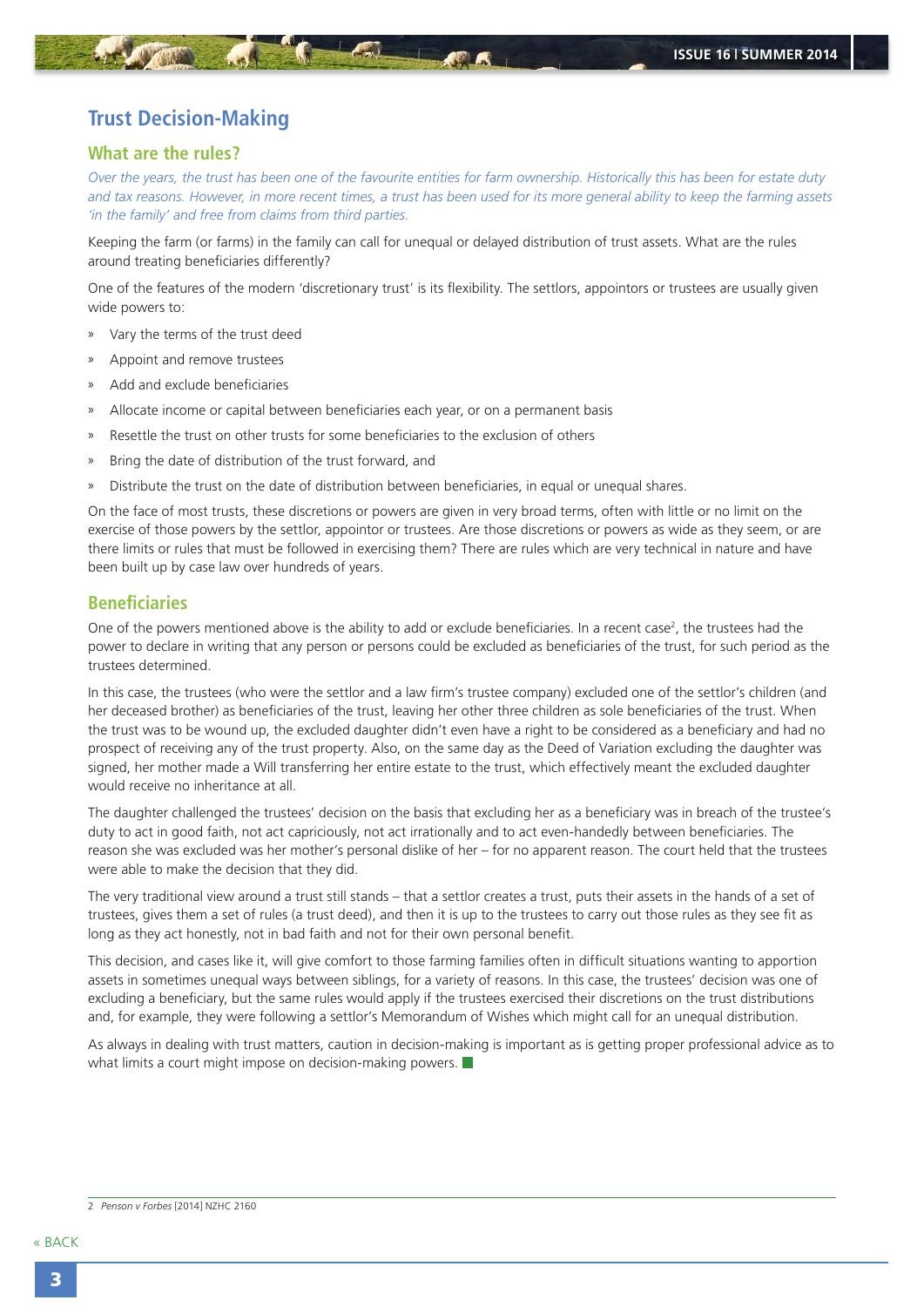# Trust Decision-Making

## What are the rules?

*Over the years, the trust has been one of the favourite entities for farm ownership. Historically this has been for estate duty and tax reasons. However, in more recent times, a trust has been used for its more general ability to keep the farming assets 'in the family' and free from claims from third parties.*

Keeping the farm (or farms) in the family can call for unequal or delayed distribution of trust assets. What are the rules around treating beneficiaries differently?

One of the features of the modern 'discretionary trust' is its flexibility. The settlors, appointors or trustees are usually given wide powers to:

- Vary the terms of the trust deed
- Appoint and remove trustees
- Add and exclude beneficiaries
- Allocate income or capital between beneficiaries each year, or on a permanent basis
- Resettle the trust on other trusts for some beneficiaries to the exclusion of others
- Bring the date of distribution of the trust forward, and
- Distribute the trust on the date of distribution between beneficiaries, in equal or unequal shares.

On the face of most trusts, these discretions or powers are given in very broad terms, often with little or no limit on the exercise of those powers by the settlor, appointor or trustees. Are those discretions or powers as wide as they seem, or are there limits or rules that must be followed in exercising them? There are rules which are very technical in nature and have been built up by case law over hundreds of years.

## Beneficiaries

One of the powers mentioned above is the ability to add or exclude beneficiaries. In a recent case[2], the trustees had the power to declare in writing that any person or persons could be excluded as beneficiaries of the trust, for such period as the trustees determined.

In this case, the trustees (who were the settlor and a law firm's trustee company) excluded one of the settlor's children (and her deceased brother) as beneficiaries of the trust, leaving her other three children as sole beneficiaries of the trust. When the trust was to be wound up, the excluded daughter didn't even have a right to be considered as a beneficiary and had no prospect of receiving any of the trust property. Also, on the same day as the Deed of Variation excluding the daughter was signed, her mother made a Will transferring her entire estate to the trust, which effectively meant the excluded daughter would receive no inheritance at all.

The daughter challenged the trustees' decision on the basis that excluding her as a beneficiary was in breach of the trustee's duty to act in good faith, not act capriciously, not act irrationally and to act even-handedly between beneficiaries. The reason she was excluded was her mother's personal dislike of her – for no apparent reason. The court held that the trustees were able to make the decision that they did.

The very traditional view around a trust still stands – that a settlor creates a trust, puts their assets in the hands of a set of trustees, gives them a set of rules (a trust deed), and then it is up to the trustees to carry out those rules as they see fit as long as they act honestly, not in bad faith and not for their own personal benefit.

This decision, and cases like it, will give comfort to those farming families often in difficult situations wanting to apportion assets in sometimes unequal ways between siblings, for a variety of reasons. In this case, the trustees' decision was one of excluding a beneficiary, but the same rules would apply if the trustees exercised their discretions on the trust distributions and, for example, they were following a settlor's Memorandum of Wishes which might call for an unequal distribution.

As always in dealing with trust matters, caution in decision-making is important as is getting proper professional advice as to what limits a court might impose on decision-making powers.

---

2 *Penson v Forbes* [2014] NZHC 2160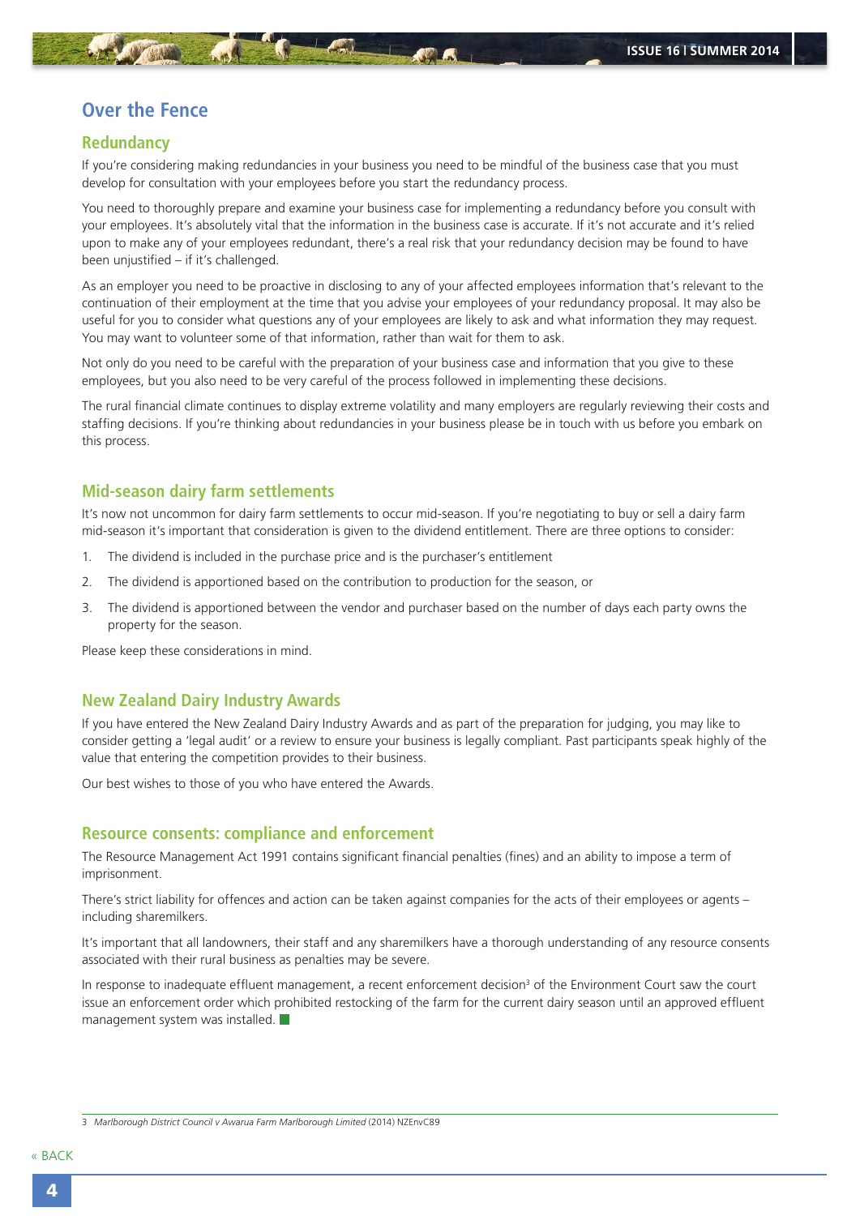## Over the Fence

### Redundancy

If you're considering making redundancies in your business you need to be mindful of the business case that you must develop for consultation with your employees before you start the redundancy process.

You need to thoroughly prepare and examine your business case for implementing a redundancy before you consult with your employees. It's absolutely vital that the information in the business case is accurate. If it's not accurate and it's relied upon to make any of your employees redundant, there's a real risk that your redundancy decision may be found to have been unjustified – if it's challenged.

As an employer you need to be proactive in disclosing to any of your affected employees information that's relevant to the continuation of their employment at the time that you advise your employees of your redundancy proposal. It may also be useful for you to consider what questions any of your employees are likely to ask and what information they may request. You may want to volunteer some of that information, rather than wait for them to ask.

Not only do you need to be careful with the preparation of your business case and information that you give to these employees, but you also need to be very careful of the process followed in implementing these decisions.

The rural financial climate continues to display extreme volatility and many employers are regularly reviewing their costs and staffing decisions. If you're thinking about redundancies in your business please be in touch with us before you embark on this process.

### Mid-season dairy farm settlements

It's now not uncommon for dairy farm settlements to occur mid-season. If you're negotiating to buy or sell a dairy farm mid-season it's important that consideration is given to the dividend entitlement. There are three options to consider:

1. The dividend is included in the purchase price and is the purchaser's entitlement
2. The dividend is apportioned based on the contribution to production for the season, or
3. The dividend is apportioned between the vendor and purchaser based on the number of days each party owns the property for the season.

Please keep these considerations in mind.

### New Zealand Dairy Industry Awards

If you have entered the New Zealand Dairy Industry Awards and as part of the preparation for judging, you may like to consider getting a 'legal audit' or a review to ensure your business is legally compliant. Past participants speak highly of the value that entering the competition provides to their business.

Our best wishes to those of you who have entered the Awards.

### Resource consents: compliance and enforcement

The Resource Management Act 1991 contains significant financial penalties (fines) and an ability to impose a term of imprisonment.

There's strict liability for offences and action can be taken against companies for the acts of their employees or agents – including sharemilkers.

It's important that all landowners, their staff and any sharemilkers have a thorough understanding of any resource consents associated with their rural business as penalties may be severe.

In response to inadequate effluent management, a recent enforcement decision[3] of the Environment Court saw the court issue an enforcement order which prohibited restocking of the farm for the current dairy season until an approved effluent management system was installed.

3 *Marlborough District Council v Awarua Farm Marlborough Limited* (2014) NZEnvC89